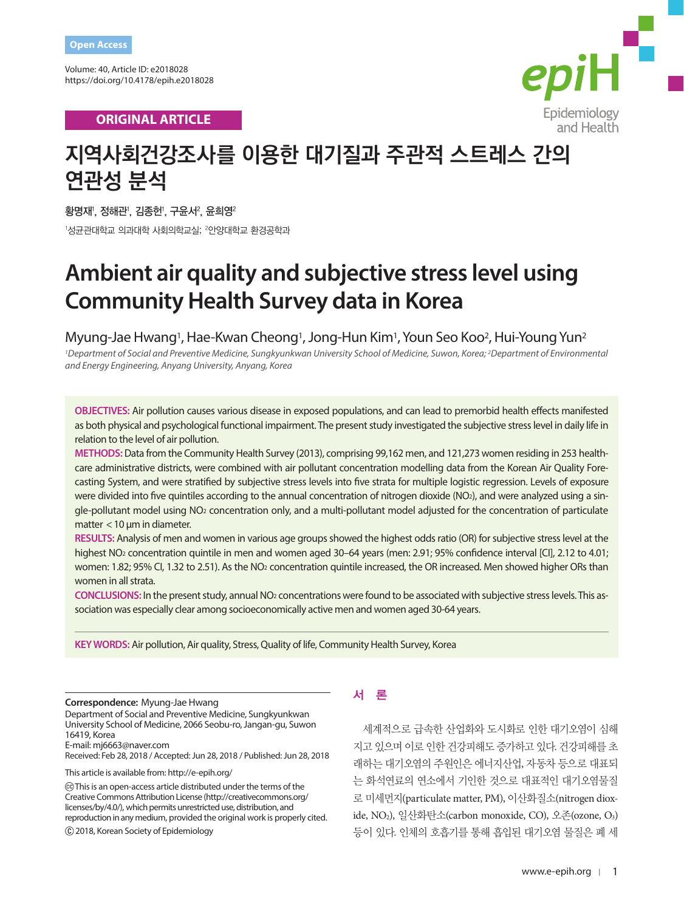Open Access

Volume: 40, Article ID: e2018028
https://doi.org/10.4178/epih.e2018028

ORIGINAL ARTICLE

# 지역사회건강조사를 이용한 대기질과 주관적 스트레스 간의 연관성 분석

황명재[1], 정해관[1], 김종헌[1], 구윤서[2], 윤희영[2]

[1]성균관대학교 의과대학 사회의학교실; [2]안양대학교 환경공학과

# Ambient air quality and subjective stress level using Community Health Survey data in Korea

Myung-Jae Hwang[1], Hae-Kwan Cheong[1], Jong-Hun Kim[1], Youn Seo Koo[2], Hui-Young Yun[2]

*[1]Department of Social and Preventive Medicine, Sungkyunkwan University School of Medicine, Suwon, Korea; [2]Department of Environmental and Energy Engineering, Anyang University, Anyang, Korea*

**OBJECTIVES:** Air pollution causes various disease in exposed populations, and can lead to premorbid health effects manifested as both physical and psychological functional impairment. The present study investigated the subjective stress level in daily life in relation to the level of air pollution.

**METHODS:** Data from the Community Health Survey (2013), comprising 99,162 men, and 121,273 women residing in 253 health-care administrative districts, were combined with air pollutant concentration modelling data from the Korean Air Quality Forecasting System, and were stratified by subjective stress levels into five strata for multiple logistic regression. Levels of exposure were divided into five quintiles according to the annual concentration of nitrogen dioxide ($NO_2$), and were analyzed using a single-pollutant model using $NO_2$ concentration only, and a multi-pollutant model adjusted for the concentration of particulate matter < 10 μm in diameter.

**RESULTS:** Analysis of men and women in various age groups showed the highest odds ratio (OR) for subjective stress level at the highest $NO_2$ concentration quintile in men and women aged 30–64 years (men: 2.91; 95% confidence interval [CI], 2.12 to 4.01; women: 1.82; 95% CI, 1.32 to 2.51). As the $NO_2$ concentration quintile increased, the OR increased. Men showed higher ORs than women in all strata.

**CONCLUSIONS:** In the present study, annual $NO_2$ concentrations were found to be associated with subjective stress levels. This association was especially clear among socioeconomically active men and women aged 30-64 years.

**KEY WORDS:** Air pollution, Air quality, Stress, Quality of life, Community Health Survey, Korea

**Correspondence:** Myung-Jae Hwang
Department of Social and Preventive Medicine, Sungkyunkwan University School of Medicine, 2066 Seobu-ro, Jangan-gu, Suwon 16419, Korea
E-mail: mj6663@naver.com
Received: Feb 28, 2018 / Accepted: Jun 28, 2018 / Published: Jun 28, 2018

This article is available from: http://e-epih.org/

This is an open-access article distributed under the terms of the Creative Commons Attribution License (http://creativecommons.org/licenses/by/4.0/), which permits unrestricted use, distribution, and reproduction in any medium, provided the original work is properly cited.

© 2018, Korean Society of Epidemiology

## 서 론

세계적으로 급속한 산업화와 도시화로 인한 대기오염이 심해지고 있으며 이로 인한 건강피해도 증가하고 있다. 건강피해를 초래하는 대기오염의 주원인은 에너지산업, 자동차 등으로 대표되는 화석연료의 연소에서 기인한 것으로 대표적인 대기오염물질로 미세먼지(particulate matter, PM), 이산화질소(nitrogen dioxide, $NO_2$), 일산화탄소(carbon monoxide, CO), 오존(ozone, $O_3$) 등이 있다. 인체의 호흡기를 통해 흡입된 대기오염 물질은 폐 세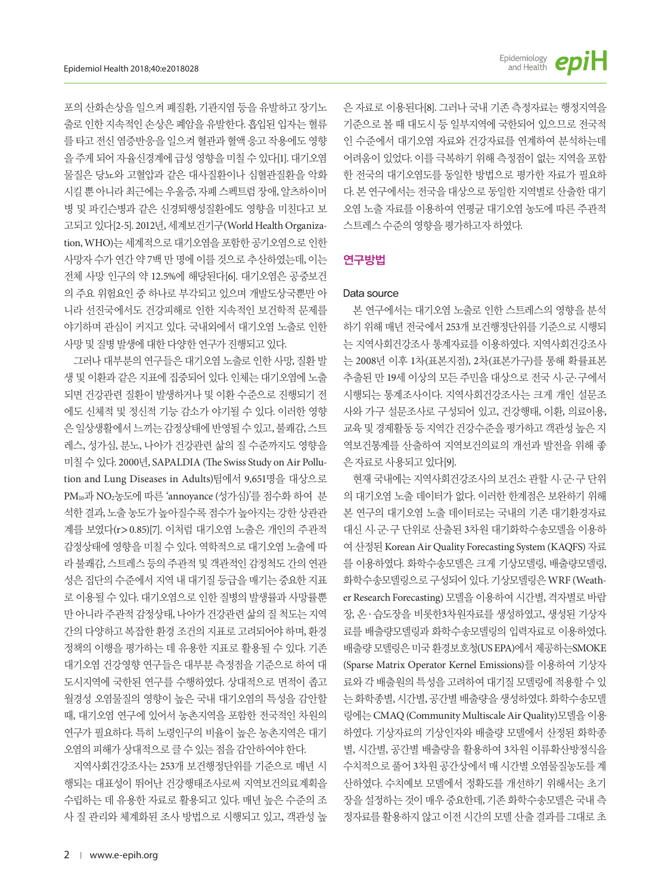포의 산화손상을 일으켜 폐질환, 기관지염 등을 유발하고 장기노출로 인한 지속적인 손상은 폐암을 유발한다. 흡입된 입자는 혈류를 타고 전신 염증반응을 일으켜 혈관과 혈액 응고 작용에도 영향을 주게 되어 자율신경계에 급성 영향을 미칠 수 있다[1]. 대기오염물질은 당뇨와 고혈압과 같은 대사질환이나 심혈관질환을 악화시킬 뿐 아니라 최근에는 우울증, 자폐 스펙트럼 장애, 알츠하이머병 및 파킨슨병과 같은 신경퇴행성질환에도 영향을 미친다고 보고되고 있다[2-5]. 2012년, 세계보건기구(World Health Organization, WHO)는 세계적으로 대기오염을 포함한 공기오염으로 인한 사망자 수가 연간 약 7백 만 명에 이를 것으로 추산하였는데, 이는 전체 사망 인구의 약 12.5%에 해당된다[6]. 대기오염은 공중보건의 주요 위험요인 중 하나로 부각되고 있으며 개발도상국뿐만 아니라 선진국에서도 건강피해로 인한 지속적인 보건학적 문제를 야기하며 관심이 커지고 있다. 국내외에서 대기오염 노출로 인한 사망 및 질병 발생에 대한 다양한 연구가 진행되고 있다.

그러나 대부분의 연구들은 대기오염 노출로 인한 사망, 질환 발생 및 이환과 같은 지표에 집중되어 있다. 인체는 대기오염에 노출되면 건강관련 질환이 발생하거나 및 이환 수준으로 진행되기 전에도 신체적 및 정신적 기능 감소가 야기될 수 있다. 이러한 영향은 일상생활에서 느끼는 감정상태에 반영될 수 있고, 불쾌감, 스트레스, 성가심, 분노, 나아가 건강관련 삶의 질 수준까지도 영향을 미칠 수 있다. 2000년, SAPALDIA (The Swiss Study on Air Pollution and Lung Diseases in Adults)팀에서 9,651명을 대상으로 $PM_{10}$과 $NO_2$농도에 따른 'annoyance (성가심)'를 점수화 하여 분석한 결과, 노출 농도가 높아질수록 점수가 높아지는 강한 상관관계를 보였다($r > 0.85$)[7]. 이처럼 대기오염 노출은 개인의 주관적 감정상태에 영향을 미칠 수 있다. 역학적으로 대기오염 노출에 따라 불쾌감, 스트레스 등의 주관적 및 객관적인 감정척도 간의 연관성은 집단의 수준에서 지역 내 대기질 등급을 매기는 중요한 지표로 이용될 수 있다. 대기오염으로 인한 질병의 발생률과 사망률뿐만 아니라 주관적 감정상태, 나아가 건강관련 삶의 질 척도는 지역간의 다양하고 복잡한 환경 조건의 지표로 고려되어야 하며, 환경정책의 이행을 평가하는 데 유용한 지표로 활용될 수 있다. 기존 대기오염 건강영향 연구들은 대부분 측정점을 기준으로 하여 대도시지역에 국한된 연구를 수행하였다. 상대적으로 면적이 좁고 월경성 오염물질의 영향이 높은 국내 대기오염의 특성을 감안할 때, 대기오염 연구에 있어서 농촌지역을 포함한 전국적인 차원의 연구가 필요하다. 특히 노령인구의 비율이 높은 농촌지역은 대기오염의 피해가 상대적으로 클 수 있는 점을 감안하여야 한다.

지역사회건강조사는 253개 보건행정단위를 기준으로 매년 시행되는 대표성이 뛰어난 건강행태조사로써 지역보건의료계획을 수립하는 데 유용한 자료로 활용되고 있다. 매년 높은 수준의 조사 질 관리와 체계화된 조사 방법으로 시행되고 있고, 객관성 높은 자료로 이용된다[8]. 그러나 국내 기존 측정자료는 행정지역을 기준으로 볼 때 대도시 등 일부지역에 국한되어 있으므로 전국적인 수준에서 대기오염 자료와 건강자료를 연계하여 분석하는데 어려움이 있었다. 이를 극복하기 위해 측정점이 없는 지역을 포함한 전국의 대기오염도를 동일한 방법으로 평가한 자료가 필요하다. 본 연구에서는 전국을 대상으로 동일한 지역별로 산출한 대기오염 노출 자료를 이용하여 연평균 대기오염 농도에 따른 주관적 스트레스 수준의 영향을 평가하고자 하였다.

## 연구방법

### Data source

본 연구에서는 대기오염 노출로 인한 스트레스의 영향을 분석하기 위해 매년 전국에서 253개 보건행정단위를 기준으로 시행되는 지역사회건강조사 통계자료를 이용하였다. 지역사회건강조사는 2008년 이후 1차(표본지점), 2차(표본가구)를 통해 확률표본 추출된 만 19세 이상의 모든 주민을 대상으로 전국 시·군·구에서 시행되는 통계조사이다. 지역사회건강조사는 크게 개인 설문조사와 가구 설문조사로 구성되어 있고, 건강행태, 이환, 의료이용, 교육 및 경제활동 등 지역간 건강수준을 평가하고 객관성 높은 지역보건통계를 산출하여 지역보건의료의 개선과 발전을 위해 좋은 자료로 사용되고 있다[9].

현재 국내에는 지역사회건강조사의 보건소 관할 시·군·구 단위의 대기오염 노출 데이터가 없다. 이러한 한계점은 보완하기 위해 본 연구의 대기오염 노출 데이터로는 국내의 기존 대기환경자료 대신 시·군·구 단위로 산출된 3차원 대기화학수송모델을 이용하여 산정된 Korean Air Quality Forecasting System (KAQFS) 자료를 이용하였다. 화학수송모델은 크게 기상모델링, 배출량모델링, 화학수송모델링으로 구성되어 있다. 기상모델링은 WRF (Weather Research Forecasting) 모델을 이용하여 시간별, 격자별로 바람장, 온 · 습도장을 비롯한3차원자료를 생성하였고, 생성된 기상자료를 배출량모델링과 화학수송모델링의 입력자료로 이용하였다. 배출량 모델링은 미국 환경보호청(US EPA)에서 제공하는SMOKE (Sparse Matrix Operator Kernel Emissions)를 이용하여 기상자료와 각 배출원의 특성을 고려하여 대기질 모델링에 적용할 수 있는 화학종별, 시간별, 공간별 배출량을 생성하였다. 화학수송모델링에는 CMAQ (Community Multiscale Air Quality)모델을 이용하였다. 기상자료의 기상인자와 배출량 모델에서 산정된 화학종별, 시간별, 공간별 배출량을 활용하여 3차원 이류확산방정식을 수치적으로 풀어 3차원 공간상에서 매 시간별 오염물질농도를 계산하였다. 수치예보 모델에서 정확도를 개선하기 위해서는 초기장을 설정하는 것이 매우 중요한데, 기존 화학수송모델은 국내 측정자료를 활용하지 않고 이전 시간의 모델 산출 결과를 그대로 초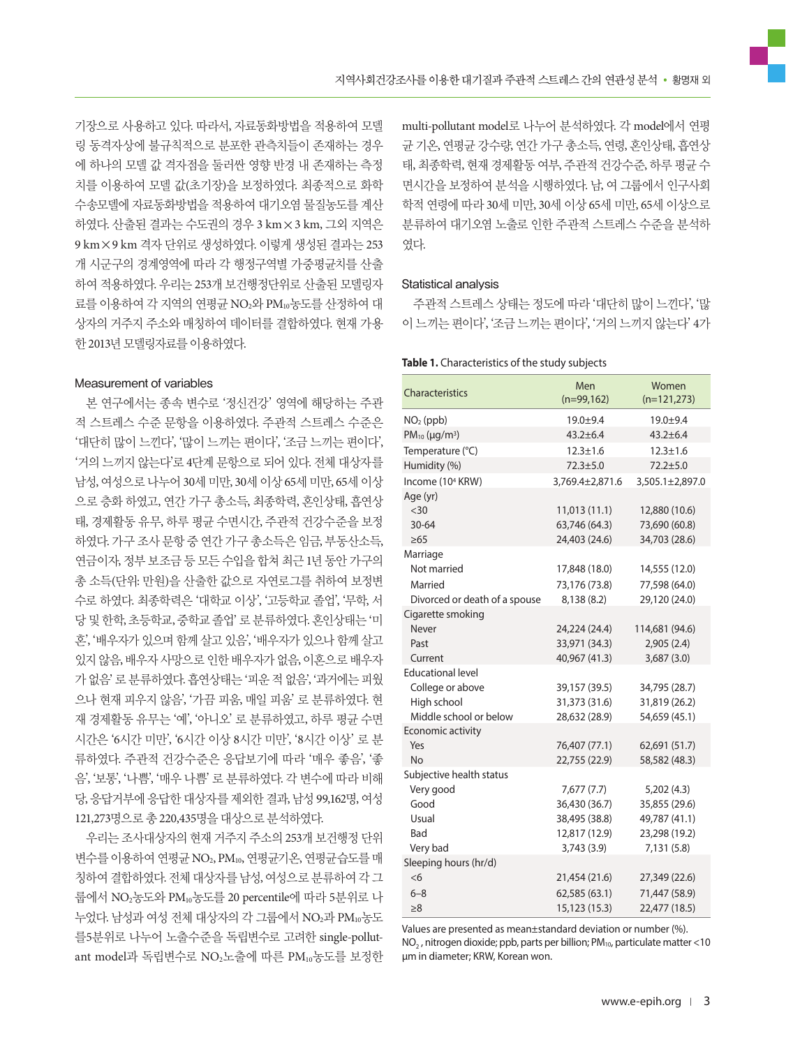기장으로 사용하고 있다. 따라서, 자료동화방법을 적용하여 모델링 동격자상에 불규칙적으로 분포한 관측치들이 존재하는 경우에 하나의 모델 값 격자점을 둘러싼 영향 반경 내 존재하는 측정치를 이용하여 모델 값(초기장)을 보정하였다. 최종적으로 화학수송모델에 자료동화방법을 적용하여 대기오염 물질농도를 계산하였다. 산출된 결과는 수도권의 경우 3 km×3 km, 그외 지역은 9 km×9 km 격자 단위로 생성하였다. 이렇게 생성된 결과는 253개 시군구의 경계영역에 따라 각 행정구역별 가중평균치를 산출하여 적용하였다. 우리는 253개 보건행정단위로 산출된 모델링자료를 이용하여 각 지역의 연평균 $NO_2$와 $PM_{10}$농도를 산정하여 대상자의 거주지 주소와 매칭하여 데이터를 결합하였다. 현재 가용한 2013년 모델링자료를 이용하였다.

### Measurement of variables

본 연구에서는 종속 변수로 '정신건강' 영역에 해당하는 주관적 스트레스 수준 문항을 이용하였다. 주관적 스트레스 수준은 '대단히 많이 느낀다', '많이 느끼는 편이다', '조금 느끼는 편이다', '거의 느끼지 않는다'로 4단계 문항으로 되어 있다. 전체 대상자를 남성, 여성으로 나누어 30세 미만, 30세 이상 65세 미만, 65세 이상으로 층화 하였고, 연간 가구 총소득, 최종학력, 혼인상태, 흡연상태, 경제활동 유무, 하루 평균 수면시간, 주관적 건강수준을 보정하였다. 가구 조사 문항 중 연간 가구 총소득은 임금, 부동산소득, 연금이자, 정부 보조금 등 모든 수입을 합쳐 최근 1년 동안 가구의 총 소득(단위: 만원)을 산출한 값으로 자연로그를 취하여 보정변수로 하였다. 최종학력은 '대학교 이상', '고등학교 졸업', '무학, 서당 및 한학, 초등학교, 중학교 졸업' 로 분류하였다. 혼인상태는 '미혼', '배우자가 있으며 함께 살고 있음', '배우자가 있으나 함께 살고 있지 않음, 배우자 사망으로 인한 배우자가 없음, 이혼으로 배우자가 없음' 로 분류하였다. 흡연상태는 '피운 적 없음', '과거에는 피웠으나 현재 피우지 않음', '가끔 피움, 매일 피움' 로 분류하였다. 현재 경제활동 유무는 '예', '아니오' 로 분류하였고, 하루 평균 수면시간은 '6시간 미만', '6시간 이상 8시간 미만', '8시간 이상' 로 분류하였다. 주관적 건강수준은 응답보기에 따라 '매우 좋음', '좋음', '보통', '나쁨', '매우 나쁨' 로 분류하였다. 각 변수에 따라 비해당, 응답거부에 응답한 대상자를 제외한 결과, 남성 99,162명, 여성 121,273명으로 총 220,435명을 대상으로 분석하였다.

우리는 조사대상자의 현재 거주지 주소의 253개 보건행정 단위 변수를 이용하여 연평균 $NO_2$, $PM_{10}$, 연평균기온, 연평균습도를 매칭하여 결합하였다. 전체 대상자를 남성, 여성으로 분류하여 각 그룹에서 $NO_2$농도와 $PM_{10}$농도를 20 percentile에 따라 5분위로 나누었다. 남성과 여성 전체 대상자의 각 그룹에서 $NO_2$과 $PM_{10}$농도를 5분위로 나누어 노출수준을 독립변수로 고려한 single-pollutant model과 독립변수로 $NO_2$노출에 따른 $PM_{10}$농도를 보정한 multi-pollutant model로 나누어 분석하였다. 각 model에서 연평균 기온, 연평균 강수량, 연간 가구 총소득, 연령, 혼인상태, 흡연상태, 최종학력, 현재 경제활동 여부, 주관적 건강수준, 하루 평균 수면시간을 보정하여 분석을 시행하였다. 남, 여 그룹에서 인구사회학적 연령에 따라 30세 미만, 30세 이상 65세 미만, 65세 이상으로 분류하여 대기오염 노출로 인한 주관적 스트레스 수준을 분석하였다.

### Statistical analysis

주관적 스트레스 상태는 정도에 따라 '대단히 많이 느낀다', '많이 느끼는 편이다', '조금 느끼는 편이다', '거의 느끼지 않는다' 4가

**Table 1.** Characteristics of the study subjects

| Characteristics | Men (n=99,162) | Women (n=121,273) |
|---|---|---|
| $NO_2$ (ppb) | 19.0±9.4 | 19.0±9.4 |
| $PM_{10}$ (μg/m³) | 43.2±6.4 | 43.2±6.4 |
| Temperature (°C) | 12.3±1.6 | 12.3±1.6 |
| Humidity (%) | 72.3±5.0 | 72.2±5.0 |
| Income ($10^4$ KRW) | 3,769.4±2,871.6 | 3,505.1±2,897.0 |
| Age (yr) | | |
| <30 | 11,013 (11.1) | 12,880 (10.6) |
| 30-64 | 63,746 (64.3) | 73,690 (60.8) |
| ≥65 | 24,403 (24.6) | 34,703 (28.6) |
| Marriage | | |
| Not married | 17,848 (18.0) | 14,555 (12.0) |
| Married | 73,176 (73.8) | 77,598 (64.0) |
| Divorced or death of a spouse | 8,138 (8.2) | 29,120 (24.0) |
| Cigarette smoking | | |
| Never | 24,224 (24.4) | 114,681 (94.6) |
| Past | 33,971 (34.3) | 2,905 (2.4) |
| Current | 40,967 (41.3) | 3,687 (3.0) |
| Educational level | | |
| College or above | 39,157 (39.5) | 34,795 (28.7) |
| High school | 31,373 (31.6) | 31,819 (26.2) |
| Middle school or below | 28,632 (28.9) | 54,659 (45.1) |
| Economic activity | | |
| Yes | 76,407 (77.1) | 62,691 (51.7) |
| No | 22,755 (22.9) | 58,582 (48.3) |
| Subjective health status | | |
| Very good | 7,677 (7.7) | 5,202 (4.3) |
| Good | 36,430 (36.7) | 35,855 (29.6) |
| Usual | 38,495 (38.8) | 49,787 (41.1) |
| Bad | 12,817 (12.9) | 23,298 (19.2) |
| Very bad | 3,743 (3.9) | 7,131 (5.8) |
| Sleeping hours (hr/d) | | |
| <6 | 21,454 (21.6) | 27,349 (22.6) |
| 6–8 | 62,585 (63.1) | 71,447 (58.9) |
| ≥8 | 15,123 (15.3) | 22,477 (18.5) |

Values are presented as mean±standard deviation or number (%).
$NO_2$, nitrogen dioxide; ppb, parts per billion; $PM_{10}$, particulate matter <10 μm in diameter; KRW, Korean won.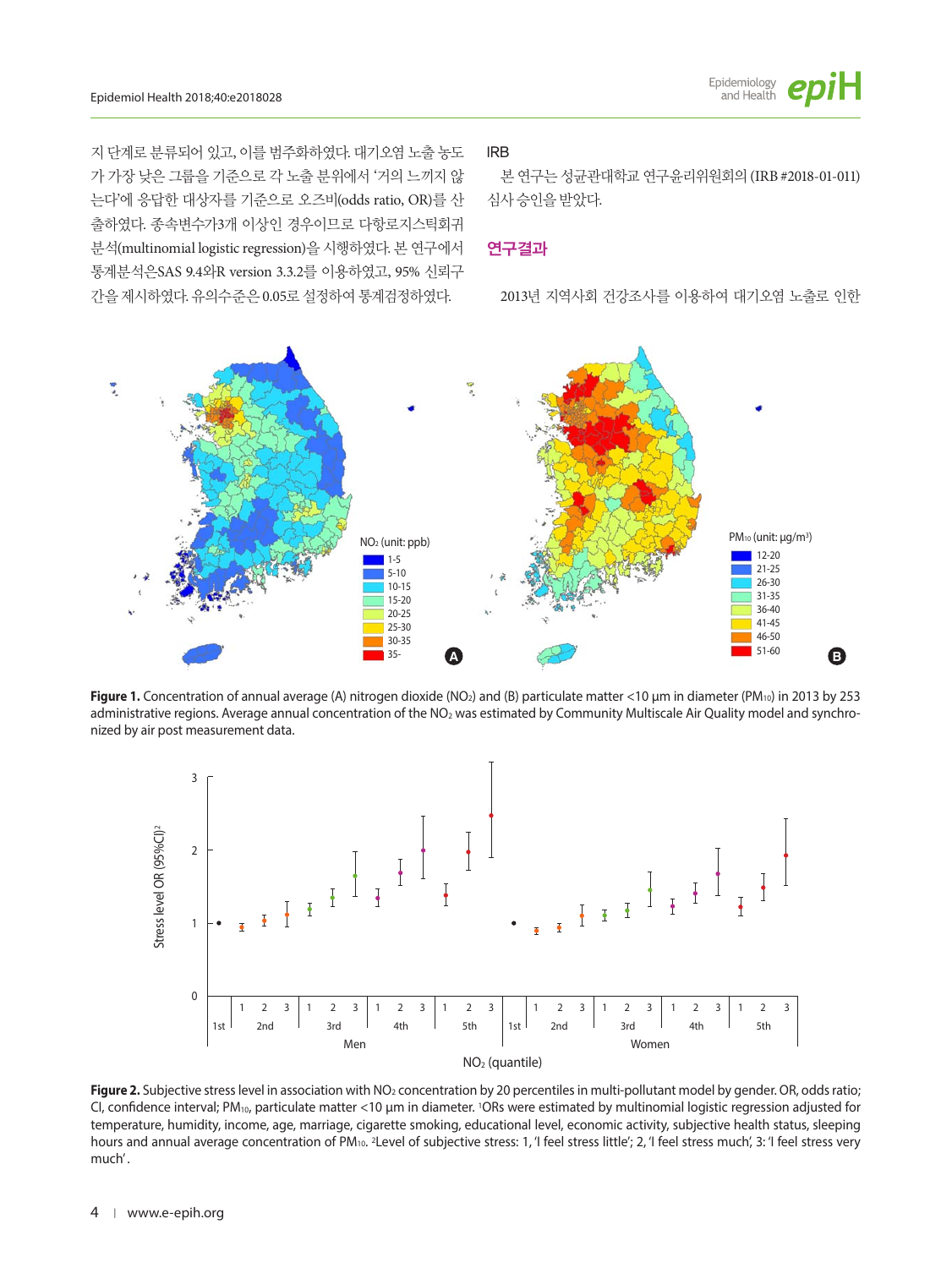지 단계로 분류되어 있고, 이를 범주화하였다. 대기오염 노출 농도가 가장 낮은 그룹을 기준으로 각 노출 분위에서 '거의 느끼지 않는다'에 응답한 대상자를 기준으로 오즈비(odds ratio, OR)를 산출하였다. 종속변수가3개 이상인 경우이므로 다항로지스틱회귀분석(multinomial logistic regression)을 시행하였다. 본 연구에서 통계분석은SAS 9.4와R version 3.3.2를 이용하였고, 95% 신뢰구간을 제시하였다. 유의수준은 0.05로 설정하여 통계검정하였다.

## IRB

본 연구는 성균관대학교 연구윤리위원회의 (IRB #2018-01-011) 심사 승인을 받았다.

## 연구결과

2013년 지역사회 건강조사를 이용하여 대기오염 노출로 인한

**Figure 1.** Concentration of annual average (A) nitrogen dioxide ($NO_2$) and (B) particulate matter <10 μm in diameter ($PM_{10}$) in 2013 by 253 administrative regions. Average annual concentration of the $NO_2$ was estimated by Community Multiscale Air Quality model and synchronized by air post measurement data.

**Figure 2.** Subjective stress level in association with $NO_2$ concentration by 20 percentiles in multi-pollutant model by gender. OR, odds ratio; CI, confidence interval; $PM_{10}$, particulate matter <10 μm in diameter. [1]ORs were estimated by multinomial logistic regression adjusted for temperature, humidity, income, age, marriage, cigarette smoking, educational level, economic activity, subjective health status, sleeping hours and annual average concentration of $PM_{10}$. [2]Level of subjective stress: 1, 'I feel stress little'; 2, 'I feel stress much', 3: 'I feel stress very much'.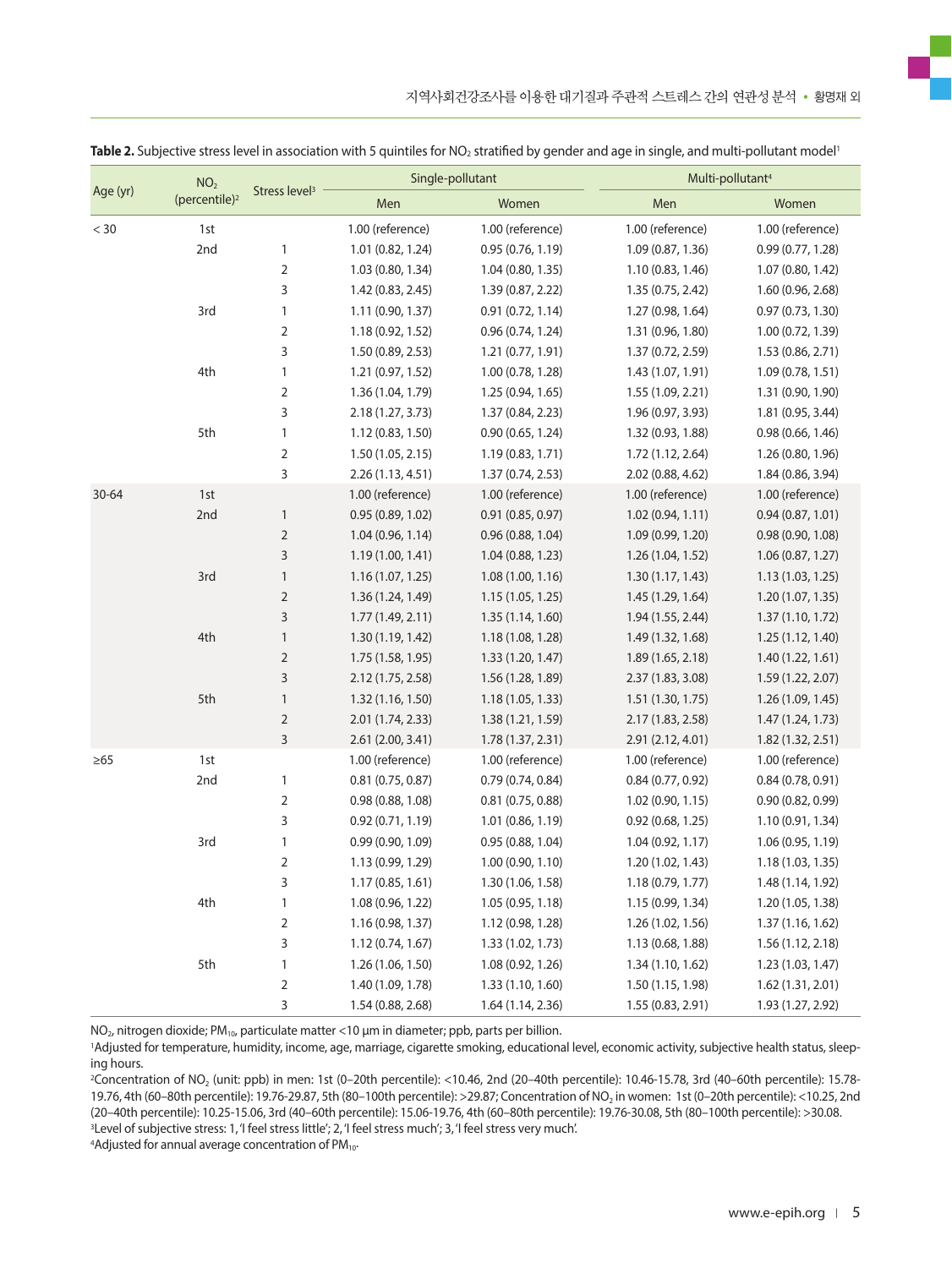**Table 2.** Subjective stress level in association with 5 quintiles for $NO_2$ stratified by gender and age in single, and multi-pollutant model[1]

| Age (yr) | $NO_2$ (percentile)[2] | Stress level[3] | Single-pollutant | | Multi-pollutant[4] | |
|---|---|---|---|---|---|---|
| | | | Men | Women | Men | Women |
| < 30 | 1st | | 1.00 (reference) | 1.00 (reference) | 1.00 (reference) | 1.00 (reference) |
| | 2nd | 1 | 1.01 (0.82, 1.24) | 0.95 (0.76, 1.19) | 1.09 (0.87, 1.36) | 0.99 (0.77, 1.28) |
| | | 2 | 1.03 (0.80, 1.34) | 1.04 (0.80, 1.35) | 1.10 (0.83, 1.46) | 1.07 (0.80, 1.42) |
| | | 3 | 1.42 (0.83, 2.45) | 1.39 (0.87, 2.22) | 1.35 (0.75, 2.42) | 1.60 (0.96, 2.68) |
| | 3rd | 1 | 1.11 (0.90, 1.37) | 0.91 (0.72, 1.14) | 1.27 (0.98, 1.64) | 0.97 (0.73, 1.30) |
| | | 2 | 1.18 (0.92, 1.52) | 0.96 (0.74, 1.24) | 1.31 (0.96, 1.80) | 1.00 (0.72, 1.39) |
| | | 3 | 1.50 (0.89, 2.53) | 1.21 (0.77, 1.91) | 1.37 (0.72, 2.59) | 1.53 (0.86, 2.71) |
| | 4th | 1 | 1.21 (0.97, 1.52) | 1.00 (0.78, 1.28) | 1.43 (1.07, 1.91) | 1.09 (0.78, 1.51) |
| | | 2 | 1.36 (1.04, 1.79) | 1.25 (0.94, 1.65) | 1.55 (1.09, 2.21) | 1.31 (0.90, 1.90) |
| | | 3 | 2.18 (1.27, 3.73) | 1.37 (0.84, 2.23) | 1.96 (0.97, 3.93) | 1.81 (0.95, 3.44) |
| | 5th | 1 | 1.12 (0.83, 1.50) | 0.90 (0.65, 1.24) | 1.32 (0.93, 1.88) | 0.98 (0.66, 1.46) |
| | | 2 | 1.50 (1.05, 2.15) | 1.19 (0.83, 1.71) | 1.72 (1.12, 2.64) | 1.26 (0.80, 1.96) |
| | | 3 | 2.26 (1.13, 4.51) | 1.37 (0.74, 2.53) | 2.02 (0.88, 4.62) | 1.84 (0.86, 3.94) |
| 30-64 | 1st | | 1.00 (reference) | 1.00 (reference) | 1.00 (reference) | 1.00 (reference) |
| | 2nd | 1 | 0.95 (0.89, 1.02) | 0.91 (0.85, 0.97) | 1.02 (0.94, 1.11) | 0.94 (0.87, 1.01) |
| | | 2 | 1.04 (0.96, 1.14) | 0.96 (0.88, 1.04) | 1.09 (0.99, 1.20) | 0.98 (0.90, 1.08) |
| | | 3 | 1.19 (1.00, 1.41) | 1.04 (0.88, 1.23) | 1.26 (1.04, 1.52) | 1.06 (0.87, 1.27) |
| | 3rd | 1 | 1.16 (1.07, 1.25) | 1.08 (1.00, 1.16) | 1.30 (1.17, 1.43) | 1.13 (1.03, 1.25) |
| | | 2 | 1.36 (1.24, 1.49) | 1.15 (1.05, 1.25) | 1.45 (1.29, 1.64) | 1.20 (1.07, 1.35) |
| | | 3 | 1.77 (1.49, 2.11) | 1.35 (1.14, 1.60) | 1.94 (1.55, 2.44) | 1.37 (1.10, 1.72) |
| | 4th | 1 | 1.30 (1.19, 1.42) | 1.18 (1.08, 1.28) | 1.49 (1.32, 1.68) | 1.25 (1.12, 1.40) |
| | | 2 | 1.75 (1.58, 1.95) | 1.33 (1.20, 1.47) | 1.89 (1.65, 2.18) | 1.40 (1.22, 1.61) |
| | | 3 | 2.12 (1.75, 2.58) | 1.56 (1.28, 1.89) | 2.37 (1.83, 3.08) | 1.59 (1.22, 2.07) |
| | 5th | 1 | 1.32 (1.16, 1.50) | 1.18 (1.05, 1.33) | 1.51 (1.30, 1.75) | 1.26 (1.09, 1.45) |
| | | 2 | 2.01 (1.74, 2.33) | 1.38 (1.21, 1.59) | 2.17 (1.83, 2.58) | 1.47 (1.24, 1.73) |
| | | 3 | 2.61 (2.00, 3.41) | 1.78 (1.37, 2.31) | 2.91 (2.12, 4.01) | 1.82 (1.32, 2.51) |
| ≥65 | 1st | | 1.00 (reference) | 1.00 (reference) | 1.00 (reference) | 1.00 (reference) |
| | 2nd | 1 | 0.81 (0.75, 0.87) | 0.79 (0.74, 0.84) | 0.84 (0.77, 0.92) | 0.84 (0.78, 0.91) |
| | | 2 | 0.98 (0.88, 1.08) | 0.81 (0.75, 0.88) | 1.02 (0.90, 1.15) | 0.90 (0.82, 0.99) |
| | | 3 | 0.92 (0.71, 1.19) | 1.01 (0.86, 1.19) | 0.92 (0.68, 1.25) | 1.10 (0.91, 1.34) |
| | 3rd | 1 | 0.99 (0.90, 1.09) | 0.95 (0.88, 1.04) | 1.04 (0.92, 1.17) | 1.06 (0.95, 1.19) |
| | | 2 | 1.13 (0.99, 1.29) | 1.00 (0.90, 1.10) | 1.20 (1.02, 1.43) | 1.18 (1.03, 1.35) |
| | | 3 | 1.17 (0.85, 1.61) | 1.30 (1.06, 1.58) | 1.18 (0.79, 1.77) | 1.48 (1.14, 1.92) |
| | 4th | 1 | 1.08 (0.96, 1.22) | 1.05 (0.95, 1.18) | 1.15 (0.99, 1.34) | 1.20 (1.05, 1.38) |
| | | 2 | 1.16 (0.98, 1.37) | 1.12 (0.98, 1.28) | 1.26 (1.02, 1.56) | 1.37 (1.16, 1.62) |
| | | 3 | 1.12 (0.74, 1.67) | 1.33 (1.02, 1.73) | 1.13 (0.68, 1.88) | 1.56 (1.12, 2.18) |
| | 5th | 1 | 1.26 (1.06, 1.50) | 1.08 (0.92, 1.26) | 1.34 (1.10, 1.62) | 1.23 (1.03, 1.47) |
| | | 2 | 1.40 (1.09, 1.78) | 1.33 (1.10, 1.60) | 1.50 (1.15, 1.98) | 1.62 (1.31, 2.01) |
| | | 3 | 1.54 (0.88, 2.68) | 1.64 (1.14, 2.36) | 1.55 (0.83, 2.91) | 1.93 (1.27, 2.92) |

$NO_2$, nitrogen dioxide; $PM_{10}$, particulate matter <10 μm in diameter; ppb, parts per billion.

[1]Adjusted for temperature, humidity, income, age, marriage, cigarette smoking, educational level, economic activity, subjective health status, sleeping hours.

[2]Concentration of $NO_2$ (unit: ppb) in men: 1st (0–20th percentile): <10.46, 2nd (20–40th percentile): 10.46-15.78, 3rd (40–60th percentile): 15.78-19.76, 4th (60–80th percentile): 19.76-29.87, 5th (80–100th percentile): >29.87; Concentration of $NO_2$ in women: 1st (0–20th percentile): <10.25, 2nd (20–40th percentile): 10.25-15.06, 3rd (40–60th percentile): 15.06-19.76, 4th (60–80th percentile): 19.76-30.08, 5th (80–100th percentile): >30.08.

[3]Level of subjective stress: 1, 'I feel stress little'; 2, 'I feel stress much'; 3, 'I feel stress very much'.

[4]Adjusted for annual average concentration of $PM_{10}$.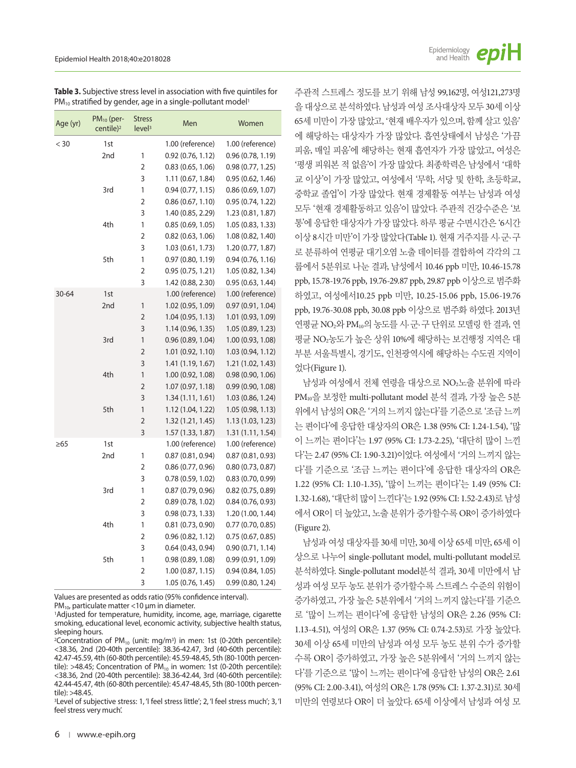**Table 3.** Subjective stress level in association with five quintiles for $PM_{10}$ stratified by gender, age in a single-pollutant model[1]

| Age (yr) | $PM_{10}$ (percentile)[2] | Stress level[3] | Men | Women |
|---|---|---|---|---|
| < 30 | 1st | | 1.00 (reference) | 1.00 (reference) |
| | 2nd | 1 | 0.92 (0.76, 1.12) | 0.96 (0.78, 1.19) |
| | | 2 | 0.83 (0.65, 1.06) | 0.98 (0.77, 1.25) |
| | | 3 | 1.11 (0.67, 1.84) | 0.95 (0.62, 1.46) |
| | 3rd | 1 | 0.94 (0.77, 1.15) | 0.86 (0.69, 1.07) |
| | | 2 | 0.86 (0.67, 1.10) | 0.95 (0.74, 1.22) |
| | | 3 | 1.40 (0.85, 2.29) | 1.23 (0.81, 1.87) |
| | 4th | 1 | 0.85 (0.69, 1.05) | 1.05 (0.83, 1.33) |
| | | 2 | 0.82 (0.63, 1.06) | 1.08 (0.82, 1.40) |
| | | 3 | 1.03 (0.61, 1.73) | 1.20 (0.77, 1.87) |
| | 5th | 1 | 0.97 (0.80, 1.19) | 0.94 (0.76, 1.16) |
| | | 2 | 0.95 (0.75, 1.21) | 1.05 (0.82, 1.34) |
| | | 3 | 1.42 (0.88, 2.30) | 0.95 (0.63, 1.44) |
| 30-64 | 1st | | 1.00 (reference) | 1.00 (reference) |
| | 2nd | 1 | 1.02 (0.95, 1.09) | 0.97 (0.91, 1.04) |
| | | 2 | 1.04 (0.95, 1.13) | 1.01 (0.93, 1.09) |
| | | 3 | 1.14 (0.96, 1.35) | 1.05 (0.89, 1.23) |
| | 3rd | 1 | 0.96 (0.89, 1.04) | 1.00 (0.93, 1.08) |
| | | 2 | 1.01 (0.92, 1.10) | 1.03 (0.94, 1.12) |
| | | 3 | 1.41 (1.19, 1.67) | 1.21 (1.02, 1.43) |
| | 4th | 1 | 1.00 (0.92, 1.08) | 0.98 (0.90, 1.06) |
| | | 2 | 1.07 (0.97, 1.18) | 0.99 (0.90, 1.08) |
| | | 3 | 1.34 (1.11, 1.61) | 1.03 (0.86, 1.24) |
| | 5th | 1 | 1.12 (1.04, 1.22) | 1.05 (0.98, 1.13) |
| | | 2 | 1.32 (1.21, 1.45) | 1.13 (1.03, 1.23) |
| | | 3 | 1.57 (1.33, 1.87) | 1.31 (1.11, 1.54) |
| ≥65 | 1st | | 1.00 (reference) | 1.00 (reference) |
| | 2nd | 1 | 0.87 (0.81, 0.94) | 0.87 (0.81, 0.93) |
| | | 2 | 0.86 (0.77, 0.96) | 0.80 (0.73, 0.87) |
| | | 3 | 0.78 (0.59, 1.02) | 0.83 (0.70, 0.99) |
| | 3rd | 1 | 0.87 (0.79, 0.96) | 0.82 (0.75, 0.89) |
| | | 2 | 0.89 (0.78, 1.02) | 0.84 (0.76, 0.93) |
| | | 3 | 0.98 (0.73, 1.33) | 1.20 (1.00, 1.44) |
| | 4th | 1 | 0.81 (0.73, 0.90) | 0.77 (0.70, 0.85) |
| | | 2 | 0.96 (0.82, 1.12) | 0.75 (0.67, 0.85) |
| | | 3 | 0.64 (0.43, 0.94) | 0.90 (0.71, 1.14) |
| | 5th | 1 | 0.98 (0.89, 1.08) | 0.99 (0.91, 1.09) |
| | | 2 | 1.00 (0.87, 1.15) | 0.94 (0.84, 1.05) |
| | | 3 | 1.05 (0.76, 1.45) | 0.99 (0.80, 1.24) |

Values are presented as odds ratio (95% confidence interval).
$PM_{10}$, particulate matter <10 μm in diameter.
[1]Adjusted for temperature, humidity, income, age, marriage, cigarette smoking, educational level, economic activity, subjective health status, sleeping hours.
[2]Concentration of $PM_{10}$ (unit: mg/m$^3$) in men: 1st (0-20th percentile): <38.36, 2nd (20-40th percentile): 38.36-42.47, 3rd (40-60th percentile): 42.47-45.59, 4th (60-80th percentile): 45.59-48.45, 5th (80-100th percentile): >48.45; Concentration of $PM_{10}$ in women: 1st (0-20th percentile): <38.36, 2nd (20-40th percentile): 38.36-42.44, 3rd (40-60th percentile): 42.44-45.47, 4th (60-80th percentile): 45.47-48.45, 5th (80-100th percentile): >48.45.
[3]Level of subjective stress: 1, 'I feel stress little'; 2, 'I feel stress much'; 3, 'I feel stress very much'.

주관적 스트레스 정도를 보기 위해 남성 99,162명, 여성121,273명을 대상으로 분석하였다. 남성과 여성 조사대상자 모두 30세 이상 65세 미만이 가장 많았고, '현재 배우자가 있으며, 함께 살고 있음'에 해당하는 대상자가 가장 많았다. 흡연상태에서 남성은 '가끔 피움, 매일 피움'에 해당하는 현재 흡연자가 가장 많았고, 여성은 '평생 피워본 적 없음'이 가장 많았다. 최종학력은 남성에서 '대학교 이상'이 가장 많았고, 여성에서 '무학, 서당 및 한학, 초등학교, 중학교 졸업'이 가장 많았다. 현재 경제활동 여부는 남성과 여성 모두 '현재 경제활동하고 있음'이 많았다. 주관적 건강수준은 '보통'에 응답한 대상자가 가장 많았다. 하루 평균 수면시간은 '6시간 이상 8시간 미만'이 가장 많았다(Table 1). 현재 거주지를 시·군·구로 분류하여 연평균 대기오염 노출 데이터를 결합하여 각각의 그룹에서 5분위로 나눈 결과, 남성에서 10.46 ppb 미만, 10.46-15.78 ppb, 15.78-19.76 ppb, 19.76-29.87 ppb, 29.87 ppb 이상으로 범주화 하였고, 여성에서10.25 ppb 미만, 10.25-15.06 ppb, 15.06-19.76 ppb, 19.76-30.08 ppb, 30.08 ppb 이상으로 범주화 하였다. 2013년 연평균 $NO_2$와 $PM_{10}$의 농도를 시·군·구 단위로 모델링 한 결과, 연평균 $NO_2$농도가 높은 상위 10%에 해당하는 보건행정 지역은 대부분 서울특별시, 경기도, 인천광역시에 해당하는 수도권 지역이었다(Figure 1).

남성과 여성에서 전체 연령을 대상으로 $NO_2$노출 분위에 따라 $PM_{10}$을 보정한 multi-pollutant model 분석 결과, 가장 높은 5분위에서 남성의 OR은 '거의 느끼지 않는다'를 기준으로 '조금 느끼는 편이다'에 응답한 대상자의 OR은 1.38 (95% CI: 1.24-1.54), '많이 느끼는 편이다'는 1.97 (95% CI: 1.73-2.25), '대단히 많이 느낀다'는 2.47 (95% CI: 1.90-3.21)이었다. 여성에서 '거의 느끼지 않는다'를 기준으로 '조금 느끼는 편이다'에 응답한 대상자의 OR은 1.22 (95% CI: 1.10-1.35), '많이 느끼는 편이다'는 1.49 (95% CI: 1.32-1.68), '대단히 많이 느낀다'는 1.92 (95% CI: 1.52-2.43)로 남성에서 OR이 더 높았고, 노출 분위가 증가할수록 OR이 증가하였다(Figure 2).

남성과 여성 대상자를 30세 미만, 30세 이상 65세 미만, 65세 이상으로 나누어 single-pollutant model, multi-pollutant model로 분석하였다. Single-pollutant model분석 결과, 30세 미만에서 남성과 여성 모두 농도 분위가 증가할수록 스트레스 수준의 위험이 증가하였고, 가장 높은 5분위에서 '거의 느끼지 않는다'를 기준으로 '많이 느끼는 편이다'에 응답한 남성의 OR은 2.26 (95% CI: 1.13-4.51), 여성의 OR은 1.37 (95% CI: 0.74-2.53)로 가장 높았다. 30세 이상 65세 미만의 남성과 여성 모두 농도 분위 수가 증가할수록 OR이 증가하였고, 가장 높은 5분위에서 '거의 느끼지 않는다'를 기준으로 '많이 느끼는 편이다'에 응답한 남성의 OR은 2.61 (95% CI: 2.00-3.41), 여성의 OR은 1.78 (95% CI: 1.37-2.31)로 30세 미만의 연령보다 OR이 더 높았다. 65세 이상에서 남성과 여성 모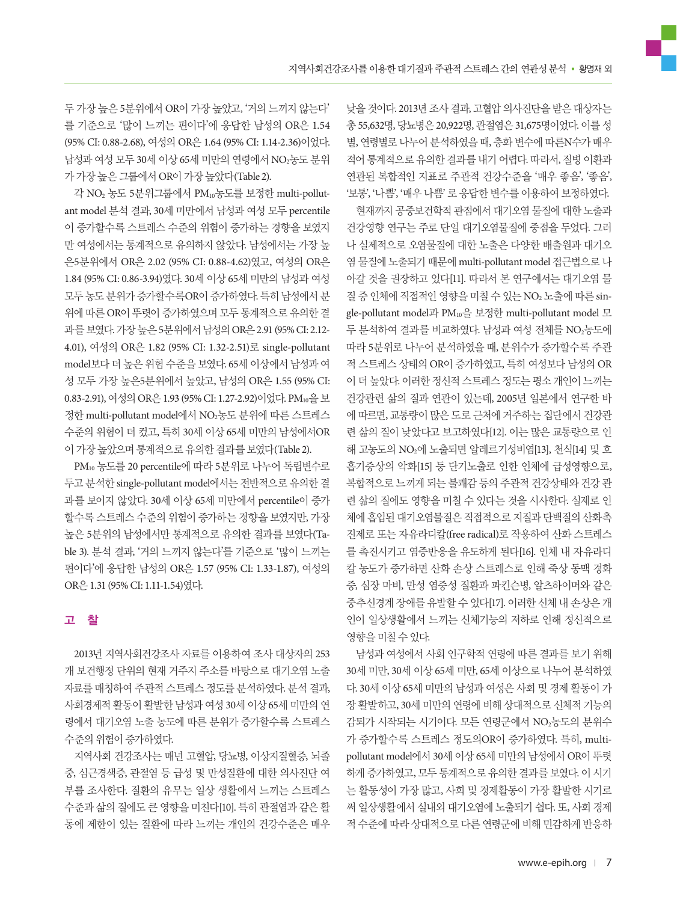두 가장 높은 5분위에서 OR이 가장 높았고, '거의 느끼지 않는다'를 기준으로 '많이 느끼는 편이다'에 응답한 남성의 OR은 1.54 (95% CI: 0.88-2.68), 여성의 OR은 1.64 (95% CI: 1.14-2.36)이었다. 남성과 여성 모두 30세 이상 65세 미만의 연령에서 $NO_2$농도 분위가 가장 높은 그룹에서 OR이 가장 높았다(Table 2).

각 $NO_2$ 농도 5분위그룹에서 $PM_{10}$농도를 보정한 multi-pollutant model 분석 결과, 30세 미만에서 남성과 여성 모두 percentile이 증가할수록 스트레스 수준의 위험이 증가하는 경향을 보였지만 여성에서는 통계적으로 유의하지 않았다. 남성에서는 가장 높은5분위에서 OR은 2.02 (95% CI: 0.88-4.62)였고, 여성의 OR은 1.84 (95% CI: 0.86-3.94)였다. 30세 이상 65세 미만의 남성과 여성 모두 농도 분위가 증가할수록OR이 증가하였다. 특히 남성에서 분위에 따른 OR이 뚜렷이 증가하였으며 모두 통계적으로 유의한 결과를 보였다. 가장 높은 5분위에서 남성의 OR은 2.91 (95% CI: 2.12-4.01), 여성의 OR은 1.82 (95% CI: 1.32-2.51)로 single-pollutant model보다 더 높은 위험 수준을 보였다. 65세 이상에서 남성과 여성 모두 가장 높은5분위에서 높았고, 남성의 OR은 1.55 (95% CI: 0.83-2.91), 여성의 OR은 1.93 (95% CI: 1.27-2.92)이었다. $PM_{10}$을 보정한 multi-pollutant model에서 $NO_2$농도 분위에 따른 스트레스 수준의 위험이 더 컸고, 특히 30세 이상 65세 미만의 남성에서OR이 가장 높았으며 통계적으로 유의한 결과를 보였다(Table 2).

$PM_{10}$ 농도를 20 percentile에 따라 5분위로 나누어 독립변수로 두고 분석한 single-pollutant model에서는 전반적으로 유의한 결과를 보이지 않았다. 30세 이상 65세 미만에서 percentile이 증가할수록 스트레스 수준의 위험이 증가하는 경향을 보였지만, 가장 높은 5분위의 남성에서만 통계적으로 유의한 결과를 보였다(Table 3). 분석 결과, '거의 느끼지 않는다'를 기준으로 '많이 느끼는 편이다'에 응답한 남성의 OR은 1.57 (95% CI: 1.33-1.87), 여성의 OR은 1.31 (95% CI: 1.11-1.54)였다.

## 고 찰

2013년 지역사회건강조사 자료를 이용하여 조사 대상자의 253개 보건행정 단위의 현재 거주지 주소를 바탕으로 대기오염 노출 자료를 매칭하여 주관적 스트레스 정도를 분석하였다. 분석 결과, 사회경제적 활동이 활발한 남성과 여성 30세 이상 65세 미만의 연령에서 대기오염 노출 농도에 따른 분위가 증가할수록 스트레스 수준의 위험이 증가하였다.

지역사회 건강조사는 매년 고혈압, 당뇨병, 이상지질혈증, 뇌졸중, 심근경색증, 관절염 등 급성 및 만성질환에 대한 의사진단 여부를 조사한다. 질환의 유무는 일상 생활에서 느끼는 스트레스 수준과 삶의 질에도 큰 영향을 미친다[10]. 특히 관절염과 같은 활동에 제한이 있는 질환에 따라 느끼는 개인의 건강수준은 매우 낮을 것이다. 2013년 조사 결과, 고혈압 의사진단을 받은 대상자는 총 55,632명, 당뇨병은 20,922명, 관절염은 31,675명이었다. 이를 성별, 연령별로 나누어 분석하였을 때, 층화 변수에 따른N수가 매우 적어 통계적으로 유의한 결과를 내기 어렵다. 따라서, 질병 이환과 연관된 복합적인 지표로 주관적 건강수준을 '매우 좋음', '좋음', '보통', '나쁨', '매우 나쁨' 로 응답한 변수를 이용하여 보정하였다.

현재까지 공중보건학적 관점에서 대기오염 물질에 대한 노출과 건강영향 연구는 주로 단일 대기오염물질에 중점을 두었다. 그러나 실제적으로 오염물질에 대한 노출은 다양한 배출원과 대기오염 물질에 노출되기 때문에 multi-pollutant model 접근법으로 나아갈 것을 권장하고 있다[11]. 따라서 본 연구에서는 대기오염 물질 중 인체에 직접적인 영향을 미칠 수 있는 $NO_2$ 노출에 따른 single-pollutant model과 $PM_{10}$을 보정한 multi-pollutant model 모두 분석하여 결과를 비교하였다. 남성과 여성 전체를 $NO_2$농도에 따라 5분위로 나누어 분석하였을 때, 분위수가 증가할수록 주관적 스트레스 상태의 OR이 증가하였고, 특히 여성보다 남성의 OR이 더 높았다. 이러한 정신적 스트레스 정도는 평소 개인이 느끼는 건강관련 삶의 질과 연관이 있는데, 2005년 일본에서 연구한 바에 따르면, 교통량이 많은 도로 근처에 거주하는 집단에서 건강관련 삶의 질이 낮았다고 보고하였다[12]. 이는 많은 교통량으로 인해 고농도의 $NO_2$에 노출되면 알레르기성비염[13], 천식[14] 및 호흡기증상의 악화[15] 등 단기노출로 인한 인체에 급성영향으로, 복합적으로 느끼게 되는 불쾌감 등의 주관적 건강상태와 건강 관련 삶의 질에도 영향을 미칠 수 있다는 것을 시사한다. 실제로 인체에 흡입된 대기오염물질은 직접적으로 지질과 단백질의 산화촉진제로 또는 자유라디칼(free radical)로 작용하여 산화 스트레스를 촉진시키고 염증반응을 유도하게 된다[16]. 인체 내 자유라디칼 농도가 증가하면 산화 손상 스트레스로 인해 죽상 동맥 경화증, 심장 마비, 만성 염증성 질환과 파킨슨병, 알츠하이머와 같은 중추신경계 장애를 유발할 수 있다[17]. 이러한 신체 내 손상은 개인이 일상생활에서 느끼는 신체기능의 저하로 인해 정신적으로 영향을 미칠 수 있다.

남성과 여성에서 사회 인구학적 연령에 따른 결과를 보기 위해 30세 미만, 30세 이상 65세 미만, 65세 이상으로 나누어 분석하였다. 30세 이상 65세 미만의 남성과 여성은 사회 및 경제 활동이 가장 활발하고, 30세 미만의 연령에 비해 상대적으로 신체적 기능의 감퇴가 시작되는 시기이다. 모든 연령군에서 $NO_2$농도의 분위수가 증가할수록 스트레스 정도의OR이 증가하였다. 특히, multi-pollutant model에서 30세 이상 65세 미만의 남성에서 OR이 뚜렷하게 증가하였고, 모두 통계적으로 유의한 결과를 보였다. 이 시기는 활동성이 가장 많고, 사회 및 경제활동이 가장 활발한 시기로써 일상생활에서 실내외 대기오염에 노출되기 쉽다. 또, 사회 경제적 수준에 따라 상대적으로 다른 연령군에 비해 민감하게 반응하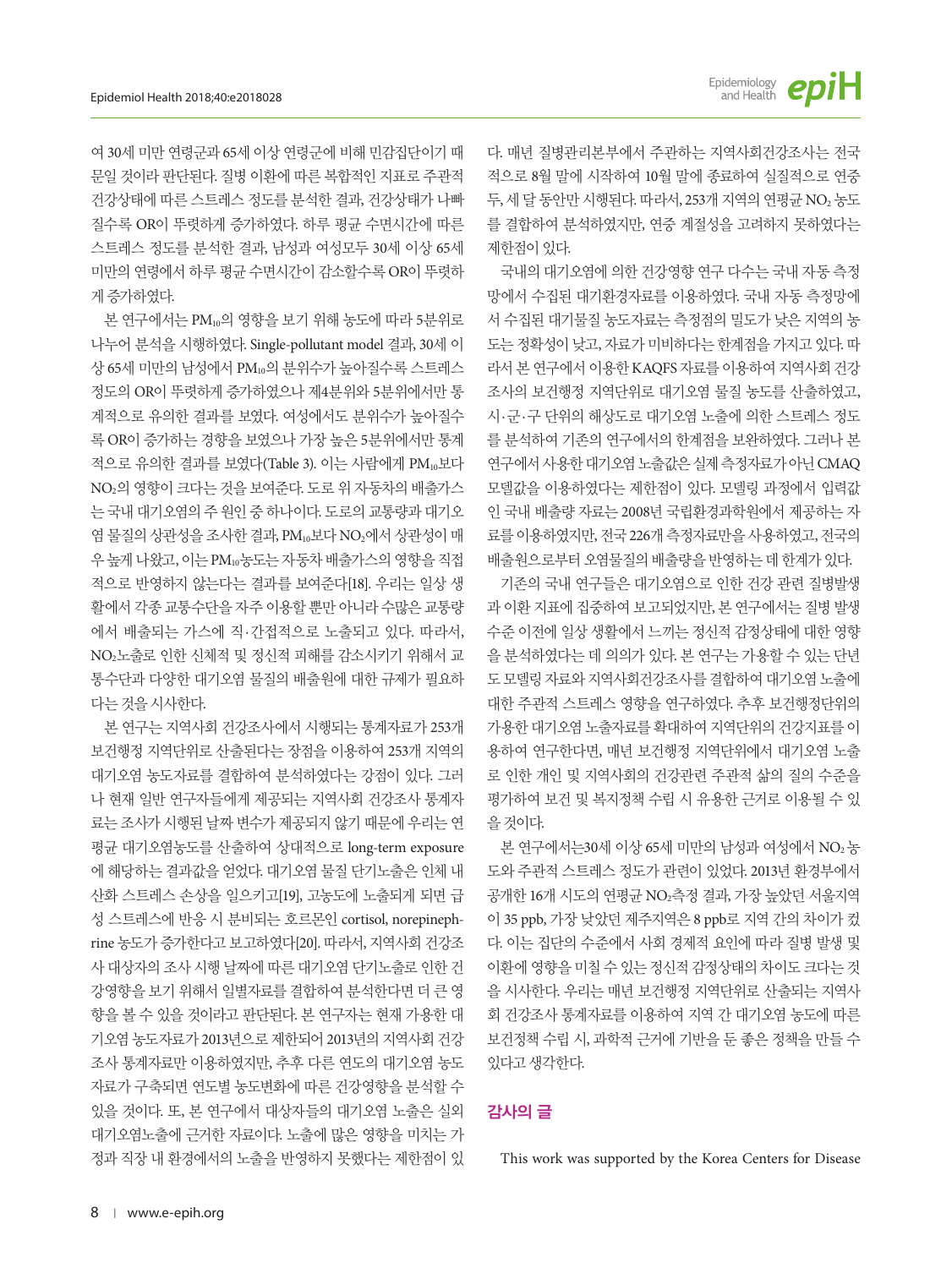여 30세 미만 연령군과 65세 이상 연령군에 비해 민감집단이기 때문일 것이라 판단된다. 질병 이환에 따른 복합적인 지표로 주관적 건강상태에 따른 스트레스 정도를 분석한 결과, 건강상태가 나빠질수록 OR이 뚜렷하게 증가하였다. 하루 평균 수면시간에 따른 스트레스 정도를 분석한 결과, 남성과 여성모두 30세 이상 65세 미만의 연령에서 하루 평균 수면시간이 감소할수록 OR이 뚜렷하게 증가하였다.

본 연구에서는 $PM_{10}$의 영향을 보기 위해 농도에 따라 5분위로 나누어 분석을 시행하였다. Single-pollutant model 결과, 30세 이상 65세 미만의 남성에서 $PM_{10}$의 분위수가 높아질수록 스트레스 정도의 OR이 뚜렷하게 증가하였으나 제4분위와 5분위에서만 통계적으로 유의한 결과를 보였다. 여성에서도 분위수가 높아질수록 OR이 증가하는 경향을 보였으나 가장 높은 5분위에서만 통계적으로 유의한 결과를 보였다(Table 3). 이는 사람에게 $PM_{10}$보다 $NO_2$의 영향이 크다는 것을 보여준다. 도로 위 자동차의 배출가스는 국내 대기오염의 주 원인 중 하나이다. 도로의 교통량과 대기오염 물질의 상관성을 조사한 결과, $PM_{10}$보다 $NO_2$에서 상관성이 매우 높게 나왔고, 이는 $PM_{10}$농도는 자동차 배출가스의 영향을 직접적으로 반영하지 않는다는 결과를 보여준다[18]. 우리는 일상 생활에서 각종 교통수단을 자주 이용할 뿐만 아니라 수많은 교통량에서 배출되는 가스에 직·간접적으로 노출되고 있다. 따라서, $NO_2$노출로 인한 신체적 및 정신적 피해를 감소시키기 위해서 교통수단과 다양한 대기오염 물질의 배출원에 대한 규제가 필요하다는 것을 시사한다.

본 연구는 지역사회 건강조사에서 시행되는 통계자료가 253개 보건행정 지역단위로 산출된다는 장점을 이용하여 253개 지역의 대기오염 농도자료를 결합하여 분석하였다는 강점이 있다. 그러나 현재 일반 연구자들에게 제공되는 지역사회 건강조사 통계자료는 조사가 시행된 날짜 변수가 제공되지 않기 때문에 우리는 연평균 대기오염농도를 산출하여 상대적으로 long-term exposure에 해당하는 결과값을 얻었다. 대기오염 물질 단기노출은 인체 내 산화 스트레스 손상을 일으키고[19], 고농도에 노출되게 되면 급성 스트레스에 반응 시 분비되는 호르몬인 cortisol, norepinephrine 농도가 증가한다고 보고하였다[20]. 따라서, 지역사회 건강조사 대상자의 조사 시행 날짜에 따른 대기오염 단기노출로 인한 건강영향을 보기 위해서 일별자료를 결합하여 분석한다면 더 큰 영향을 볼 수 있을 것이라고 판단된다. 본 연구자는 현재 가용한 대기오염 농도자료가 2013년으로 제한되어 2013년의 지역사회 건강조사 통계자료만 이용하였지만, 추후 다른 연도의 대기오염 농도자료가 구축되면 연도별 농도변화에 따른 건강영향을 분석할 수 있을 것이다. 또, 본 연구에서 대상자들의 대기오염 노출은 실외 대기오염노출에 근거한 자료이다. 노출에 많은 영향을 미치는 가정과 직장 내 환경에서의 노출을 반영하지 못했다는 제한점이 있다. 매년 질병관리본부에서 주관하는 지역사회건강조사는 전국적으로 8월 말에 시작하여 10월 말에 종료하여 실질적으로 연중 두, 세 달 동안만 시행된다. 따라서, 253개 지역의 연평균 $NO_2$ 농도를 결합하여 분석하였지만, 연중 계절성을 고려하지 못하였다는 제한점이 있다.

국내의 대기오염에 의한 건강영향 연구 다수는 국내 자동 측정망에서 수집된 대기환경자료를 이용하였다. 국내 자동 측정망에서 수집된 대기물질 농도자료는 측정점의 밀도가 낮은 지역의 농도는 정확성이 낮고, 자료가 미비하다는 한계점을 가지고 있다. 따라서 본 연구에서 이용한 KAQFS 자료를 이용하여 지역사회 건강조사의 보건행정 지역단위로 대기오염 물질 농도를 산출하였고, 시·군·구 단위의 해상도로 대기오염 노출에 의한 스트레스 정도를 분석하여 기존의 연구에서의 한계점을 보완하였다. 그러나 본 연구에서 사용한 대기오염 노출값은 실제 측정자료가 아닌 CMAQ 모델값을 이용하였다는 제한점이 있다. 모델링 과정에서 입력값인 국내 배출량 자료는 2008년 국립환경과학원에서 제공하는 자료를 이용하였지만, 전국 226개 측정자료만을 사용하였고, 전국의 배출원으로부터 오염물질의 배출량을 반영하는 데 한계가 있다.

기존의 국내 연구들은 대기오염으로 인한 건강 관련 질병발생과 이환 지표에 집중하여 보고되었지만, 본 연구에서는 질병 발생 수준 이전에 일상 생활에서 느끼는 정신적 감정상태에 대한 영향을 분석하였다는 데 의의가 있다. 본 연구는 가용할 수 있는 단년도 모델링 자료와 지역사회건강조사를 결합하여 대기오염 노출에 대한 주관적 스트레스 영향을 연구하였다. 추후 보건행정단위의 가용한 대기오염 노출자료를 확대하여 지역단위의 건강지표를 이용하여 연구한다면, 매년 보건행정 지역단위에서 대기오염 노출로 인한 개인 및 지역사회의 건강관련 주관적 삶의 질의 수준을 평가하여 보건 및 복지정책 수립 시 유용한 근거로 이용될 수 있을 것이다.

본 연구에서는30세 이상 65세 미만의 남성과 여성에서 $NO_2$ 농도와 주관적 스트레스 정도가 관련이 있었다. 2013년 환경부에서 공개한 16개 시도의 연평균 $NO_2$측정 결과, 가장 높았던 서울지역이 35 ppb, 가장 낮았던 제주지역은 8 ppb로 지역 간의 차이가 컸다. 이는 집단의 수준에서 사회 경제적 요인에 따라 질병 발생 및 이환에 영향을 미칠 수 있는 정신적 감정상태의 차이도 크다는 것을 시사한다. 우리는 매년 보건행정 지역단위로 산출되는 지역사회 건강조사 통계자료를 이용하여 지역 간 대기오염 농도에 따른 보건정책 수립 시, 과학적 근거에 기반을 둔 좋은 정책을 만들 수 있다고 생각한다.

## 감사의 글

This work was supported by the Korea Centers for Disease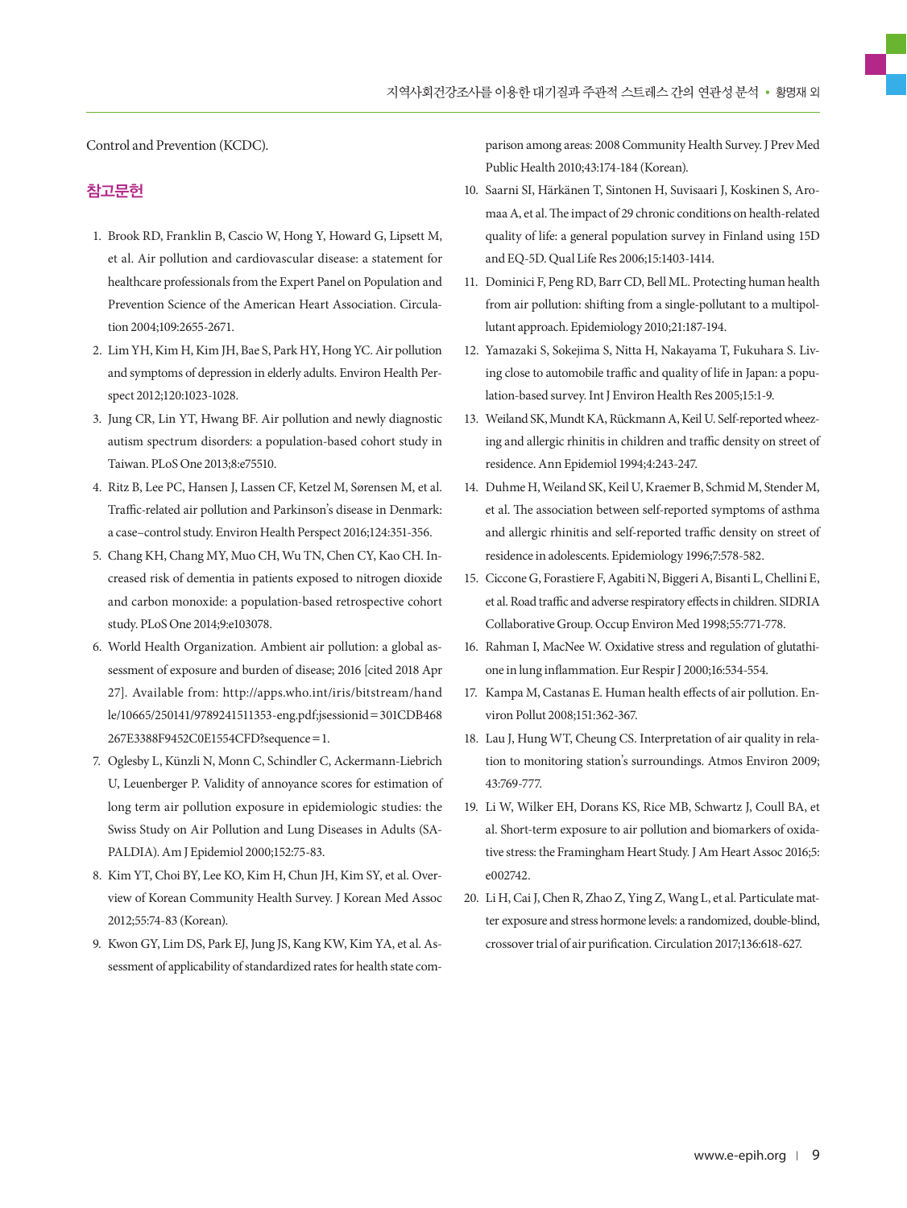Control and Prevention (KCDC).

## 참고문헌

1. Brook RD, Franklin B, Cascio W, Hong Y, Howard G, Lipsett M, et al. Air pollution and cardiovascular disease: a statement for healthcare professionals from the Expert Panel on Population and Prevention Science of the American Heart Association. Circulation 2004;109:2655-2671.
2. Lim YH, Kim H, Kim JH, Bae S, Park HY, Hong YC. Air pollution and symptoms of depression in elderly adults. Environ Health Perspect 2012;120:1023-1028.
3. Jung CR, Lin YT, Hwang BF. Air pollution and newly diagnostic autism spectrum disorders: a population-based cohort study in Taiwan. PLoS One 2013;8:e75510.
4. Ritz B, Lee PC, Hansen J, Lassen CF, Ketzel M, Sørensen M, et al. Traffic-related air pollution and Parkinson's disease in Denmark: a case–control study. Environ Health Perspect 2016;124:351-356.
5. Chang KH, Chang MY, Muo CH, Wu TN, Chen CY, Kao CH. Increased risk of dementia in patients exposed to nitrogen dioxide and carbon monoxide: a population-based retrospective cohort study. PLoS One 2014;9:e103078.
6. World Health Organization. Ambient air pollution: a global assessment of exposure and burden of disease; 2016 [cited 2018 Apr 27]. Available from: http://apps.who.int/iris/bitstream/handle/10665/250141/9789241511353-eng.pdf;jsessionid=301CDB468267E3388F9452C0E1554CFD?sequence=1.
7. Oglesby L, Künzli N, Monn C, Schindler C, Ackermann-Liebrich U, Leuenberger P. Validity of annoyance scores for estimation of long term air pollution exposure in epidemiologic studies: the Swiss Study on Air Pollution and Lung Diseases in Adults (SAPALDIA). Am J Epidemiol 2000;152:75-83.
8. Kim YT, Choi BY, Lee KO, Kim H, Chun JH, Kim SY, et al. Overview of Korean Community Health Survey. J Korean Med Assoc 2012;55:74-83 (Korean).
9. Kwon GY, Lim DS, Park EJ, Jung JS, Kang KW, Kim YA, et al. Assessment of applicability of standardized rates for health state comparison among areas: 2008 Community Health Survey. J Prev Med Public Health 2010;43:174-184 (Korean).
10. Saarni SI, Härkänen T, Sintonen H, Suvisaari J, Koskinen S, Aromaa A, et al. The impact of 29 chronic conditions on health-related quality of life: a general population survey in Finland using 15D and EQ-5D. Qual Life Res 2006;15:1403-1414.
11. Dominici F, Peng RD, Barr CD, Bell ML. Protecting human health from air pollution: shifting from a single-pollutant to a multipollutant approach. Epidemiology 2010;21:187-194.
12. Yamazaki S, Sokejima S, Nitta H, Nakayama T, Fukuhara S. Living close to automobile traffic and quality of life in Japan: a population-based survey. Int J Environ Health Res 2005;15:1-9.
13. Weiland SK, Mundt KA, Rückmann A, Keil U. Self-reported wheezing and allergic rhinitis in children and traffic density on street of residence. Ann Epidemiol 1994;4:243-247.
14. Duhme H, Weiland SK, Keil U, Kraemer B, Schmid M, Stender M, et al. The association between self-reported symptoms of asthma and allergic rhinitis and self-reported traffic density on street of residence in adolescents. Epidemiology 1996;7:578-582.
15. Ciccone G, Forastiere F, Agabiti N, Biggeri A, Bisanti L, Chellini E, et al. Road traffic and adverse respiratory effects in children. SIDRIA Collaborative Group. Occup Environ Med 1998;55:771-778.
16. Rahman I, MacNee W. Oxidative stress and regulation of glutathione in lung inflammation. Eur Respir J 2000;16:534-554.
17. Kampa M, Castanas E. Human health effects of air pollution. Environ Pollut 2008;151:362-367.
18. Lau J, Hung WT, Cheung CS. Interpretation of air quality in relation to monitoring station's surroundings. Atmos Environ 2009;43:769-777.
19. Li W, Wilker EH, Dorans KS, Rice MB, Schwartz J, Coull BA, et al. Short-term exposure to air pollution and biomarkers of oxidative stress: the Framingham Heart Study. J Am Heart Assoc 2016;5:e002742.
20. Li H, Cai J, Chen R, Zhao Z, Ying Z, Wang L, et al. Particulate matter exposure and stress hormone levels: a randomized, double-blind, crossover trial of air purification. Circulation 2017;136:618-627.